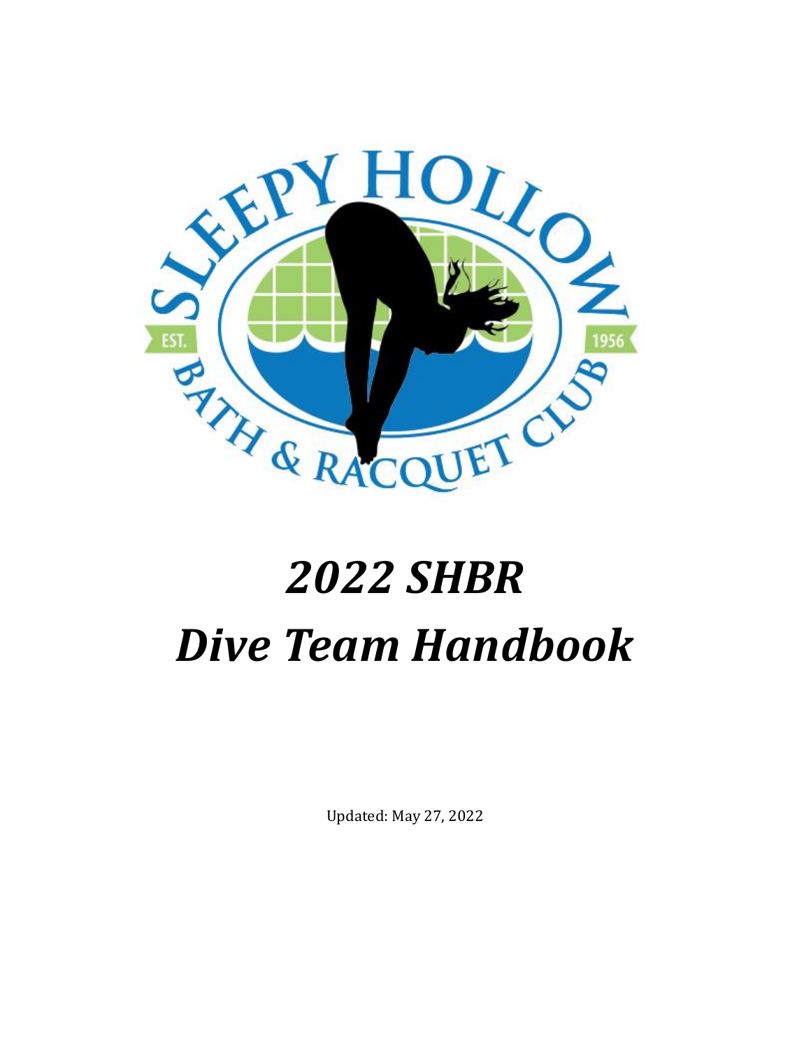# *2022 SHBR*
# *Dive Team Handbook*

Updated: May 27, 2022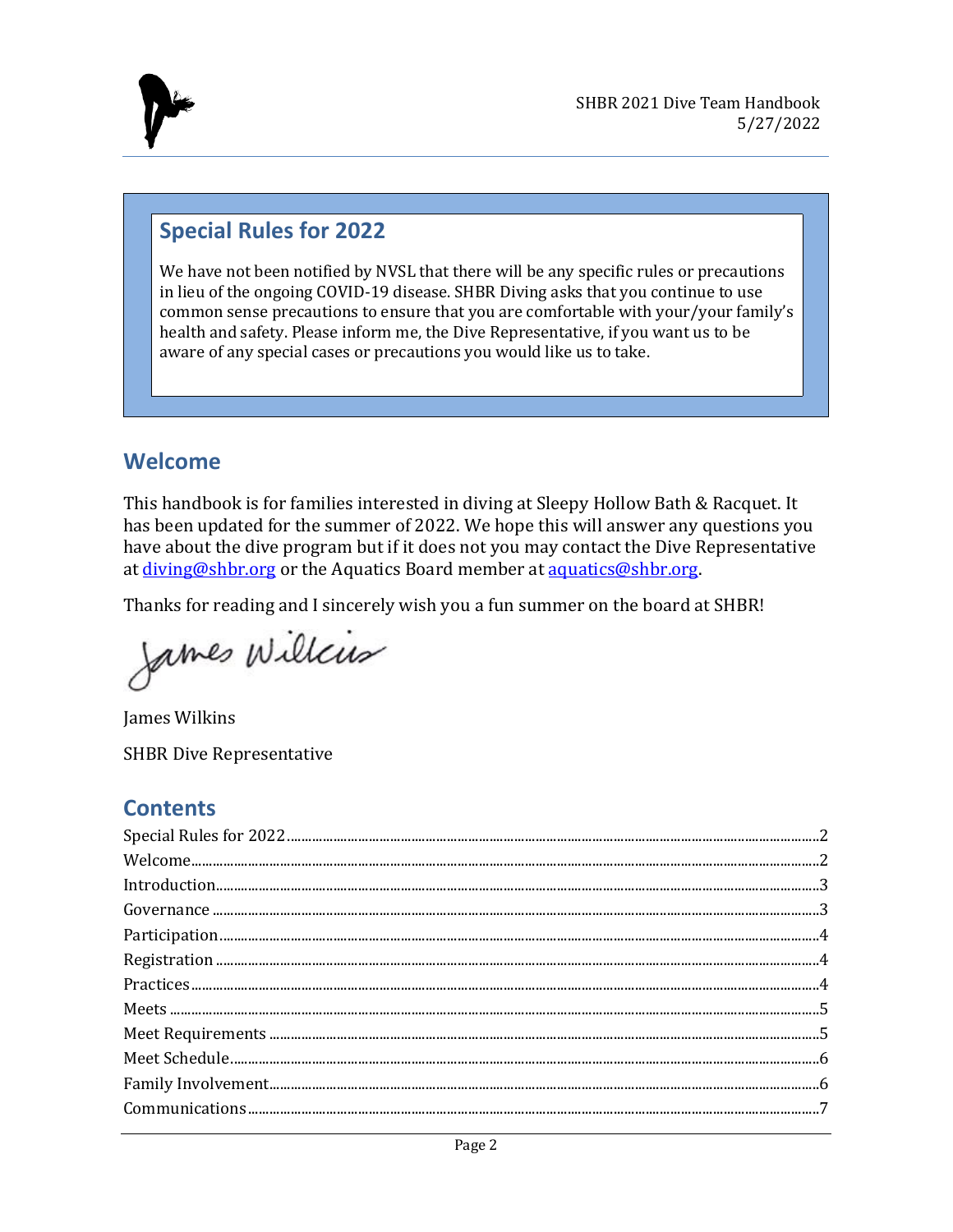## Special Rules for 2022

We have not been notified by NVSL that there will be any specific rules or precautions in lieu of the ongoing COVID-19 disease. SHBR Diving asks that you continue to use common sense precautions to ensure that you are comfortable with your/your family's health and safety. Please inform me, the Dive Representative, if you want us to be aware of any special cases or precautions you would like us to take.

## Welcome

This handbook is for families interested in diving at Sleepy Hollow Bath & Racquet. It has been updated for the summer of 2022. We hope this will answer any questions you have about the dive program but if it does not you may contact the Dive Representative at diving@shbr.org or the Aquatics Board member at aquatics@shbr.org.

Thanks for reading and I sincerely wish you a fun summer on the board at SHBR!

James Wilkins

James Wilkins

SHBR Dive Representative

## Contents

Special Rules for 2022 ..... 2
Welcome ..... 2
Introduction ..... 3
Governance ..... 3
Participation ..... 4
Registration ..... 4
Practices ..... 4
Meets ..... 5
Meet Requirements ..... 5
Meet Schedule ..... 6
Family Involvement ..... 6
Communications ..... 7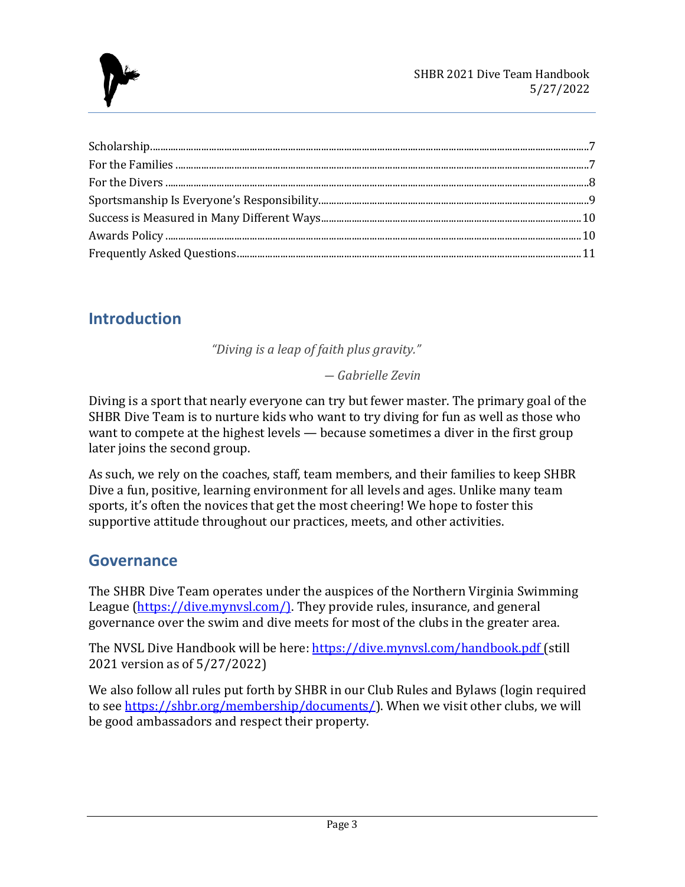Scholarship.......................................................................................................................................................7
For the Families ..................................................................................................................................................7
For the Divers .....................................................................................................................................................8
Sportsmanship Is Everyone's Responsibility.........................................................................................9
Success is Measured in Many Different Ways......................................................................................10
Awards Policy ...................................................................................................................................................10
Frequently Asked Questions.......................................................................................................................11

## Introduction

*"Diving is a leap of faith plus gravity."*

*— Gabrielle Zevin*

Diving is a sport that nearly everyone can try but fewer master. The primary goal of the SHBR Dive Team is to nurture kids who want to try diving for fun as well as those who want to compete at the highest levels — because sometimes a diver in the first group later joins the second group.

As such, we rely on the coaches, staff, team members, and their families to keep SHBR Dive a fun, positive, learning environment for all levels and ages. Unlike many team sports, it's often the novices that get the most cheering! We hope to foster this supportive attitude throughout our practices, meets, and other activities.

## Governance

The SHBR Dive Team operates under the auspices of the Northern Virginia Swimming League (https://dive.mynvsl.com/). They provide rules, insurance, and general governance over the swim and dive meets for most of the clubs in the greater area.

The NVSL Dive Handbook will be here: https://dive.mynvsl.com/handbook.pdf (still 2021 version as of 5/27/2022)

We also follow all rules put forth by SHBR in our Club Rules and Bylaws (login required to see https://shbr.org/membership/documents/). When we visit other clubs, we will be good ambassadors and respect their property.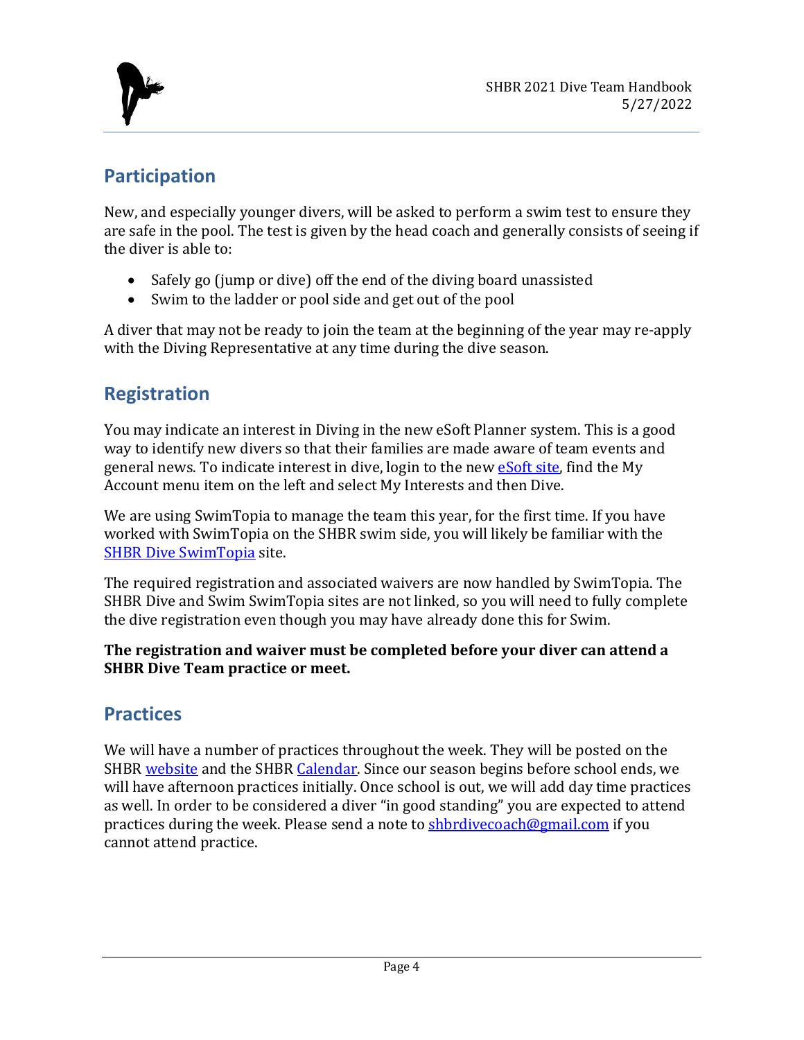## Participation

New, and especially younger divers, will be asked to perform a swim test to ensure they are safe in the pool. The test is given by the head coach and generally consists of seeing if the diver is able to:

- Safely go (jump or dive) off the end of the diving board unassisted
- Swim to the ladder or pool side and get out of the pool

A diver that may not be ready to join the team at the beginning of the year may re-apply with the Diving Representative at any time during the dive season.

## Registration

You may indicate an interest in Diving in the new eSoft Planner system. This is a good way to identify new divers so that their families are made aware of team events and general news. To indicate interest in dive, login to the new eSoft site, find the My Account menu item on the left and select My Interests and then Dive.

We are using SwimTopia to manage the team this year, for the first time. If you have worked with SwimTopia on the SHBR swim side, you will likely be familiar with the SHBR Dive SwimTopia site.

The required registration and associated waivers are now handled by SwimTopia. The SHBR Dive and Swim SwimTopia sites are not linked, so you will need to fully complete the dive registration even though you may have already done this for Swim.

**The registration and waiver must be completed before your diver can attend a SHBR Dive Team practice or meet.**

## Practices

We will have a number of practices throughout the week. They will be posted on the SHBR website and the SHBR Calendar. Since our season begins before school ends, we will have afternoon practices initially. Once school is out, we will add day time practices as well. In order to be considered a diver "in good standing" you are expected to attend practices during the week. Please send a note to shbrdivecoach@gmail.com if you cannot attend practice.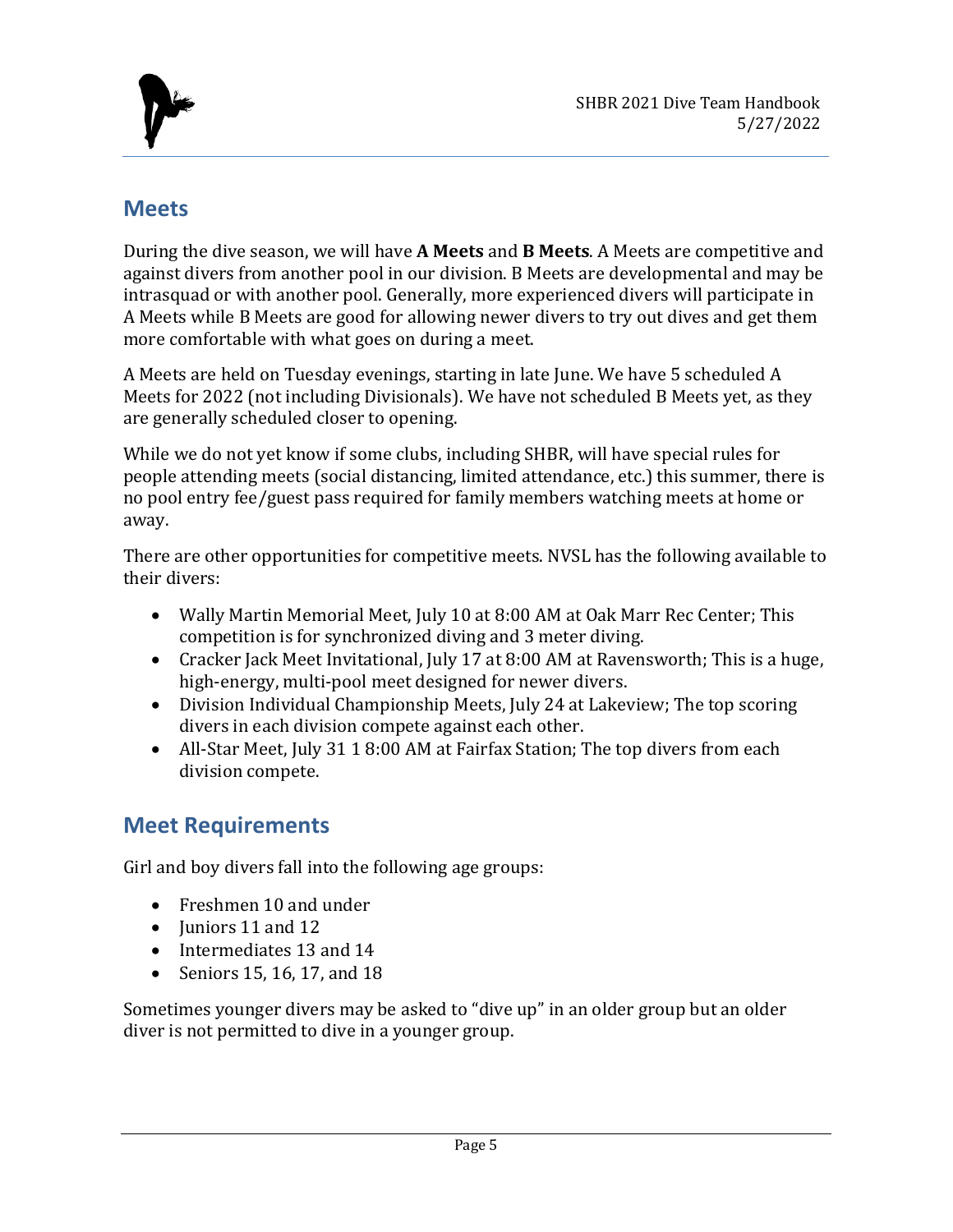## Meets

During the dive season, we will have **A Meets** and **B Meets**. A Meets are competitive and against divers from another pool in our division. B Meets are developmental and may be intrasquad or with another pool. Generally, more experienced divers will participate in A Meets while B Meets are good for allowing newer divers to try out dives and get them more comfortable with what goes on during a meet.

A Meets are held on Tuesday evenings, starting in late June. We have 5 scheduled A Meets for 2022 (not including Divisionals). We have not scheduled B Meets yet, as they are generally scheduled closer to opening.

While we do not yet know if some clubs, including SHBR, will have special rules for people attending meets (social distancing, limited attendance, etc.) this summer, there is no pool entry fee/guest pass required for family members watching meets at home or away.

There are other opportunities for competitive meets. NVSL has the following available to their divers:

- Wally Martin Memorial Meet, July 10 at 8:00 AM at Oak Marr Rec Center; This competition is for synchronized diving and 3 meter diving.
- Cracker Jack Meet Invitational, July 17 at 8:00 AM at Ravensworth; This is a huge, high-energy, multi-pool meet designed for newer divers.
- Division Individual Championship Meets, July 24 at Lakeview; The top scoring divers in each division compete against each other.
- All-Star Meet, July 31 1 8:00 AM at Fairfax Station; The top divers from each division compete.

## Meet Requirements

Girl and boy divers fall into the following age groups:

- Freshmen 10 and under
- Juniors 11 and 12
- Intermediates 13 and 14
- Seniors 15, 16, 17, and 18

Sometimes younger divers may be asked to "dive up" in an older group but an older diver is not permitted to dive in a younger group.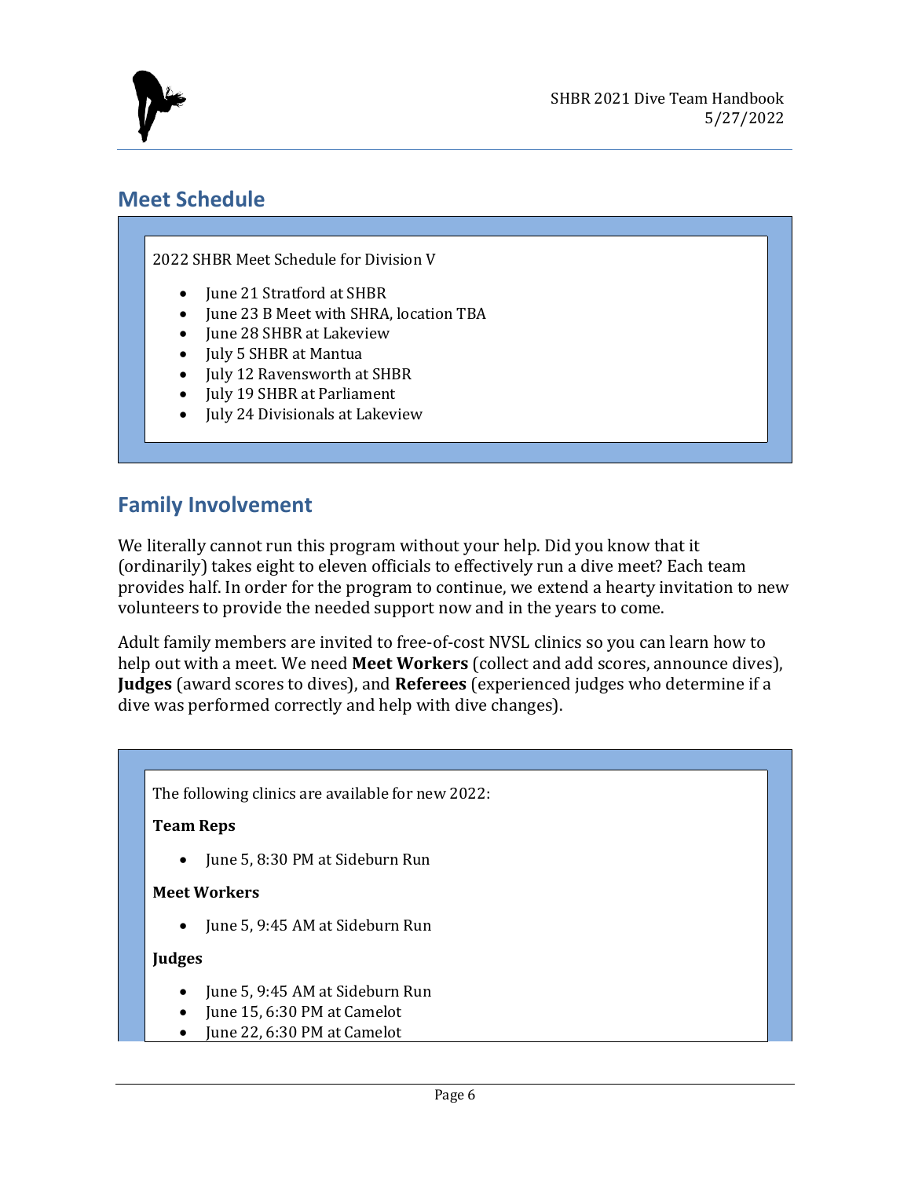## Meet Schedule

2022 SHBR Meet Schedule for Division V

- June 21 Stratford at SHBR
- June 23 B Meet with SHRA, location TBA
- June 28 SHBR at Lakeview
- July 5 SHBR at Mantua
- July 12 Ravensworth at SHBR
- July 19 SHBR at Parliament
- July 24 Divisionals at Lakeview

## Family Involvement

We literally cannot run this program without your help. Did you know that it (ordinarily) takes eight to eleven officials to effectively run a dive meet? Each team provides half. In order for the program to continue, we extend a hearty invitation to new volunteers to provide the needed support now and in the years to come.

Adult family members are invited to free-of-cost NVSL clinics so you can learn how to help out with a meet. We need **Meet Workers** (collect and add scores, announce dives), **Judges** (award scores to dives), and **Referees** (experienced judges who determine if a dive was performed correctly and help with dive changes).

The following clinics are available for new 2022:

**Team Reps**

- June 5, 8:30 PM at Sideburn Run

**Meet Workers**

- June 5, 9:45 AM at Sideburn Run

**Judges**

- June 5, 9:45 AM at Sideburn Run
- June 15, 6:30 PM at Camelot
- June 22, 6:30 PM at Camelot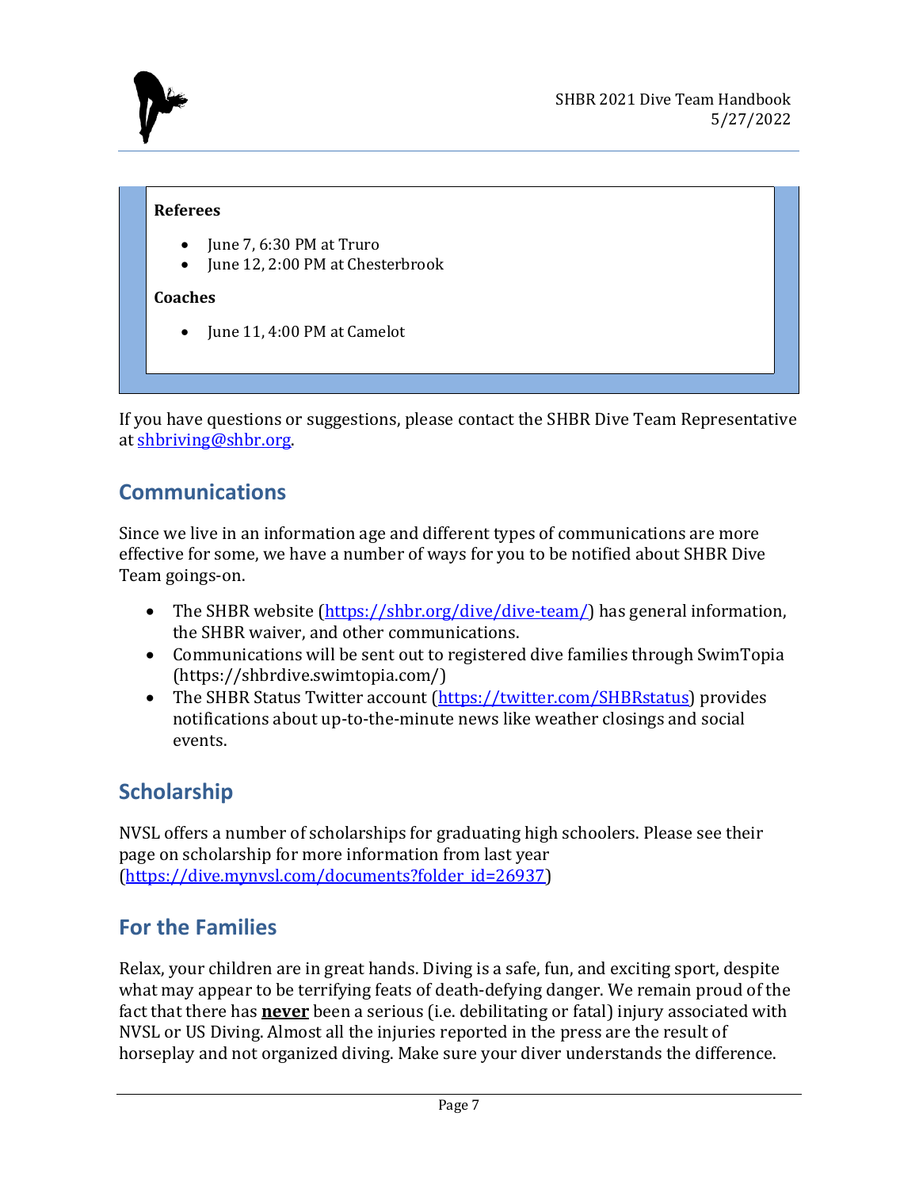**Referees**

- June 7, 6:30 PM at Truro
- June 12, 2:00 PM at Chesterbrook

**Coaches**

- June 11, 4:00 PM at Camelot

If you have questions or suggestions, please contact the SHBR Dive Team Representative at shbriving@shbr.org.

## Communications

Since we live in an information age and different types of communications are more effective for some, we have a number of ways for you to be notified about SHBR Dive Team goings-on.

- The SHBR website (https://shbr.org/dive/dive-team/) has general information, the SHBR waiver, and other communications.
- Communications will be sent out to registered dive families through SwimTopia (https://shbrdive.swimtopia.com/)
- The SHBR Status Twitter account (https://twitter.com/SHBRstatus) provides notifications about up-to-the-minute news like weather closings and social events.

## Scholarship

NVSL offers a number of scholarships for graduating high schoolers. Please see their page on scholarship for more information from last year (https://dive.mynvsl.com/documents?folder_id=26937)

## For the Families

Relax, your children are in great hands. Diving is a safe, fun, and exciting sport, despite what may appear to be terrifying feats of death-defying danger. We remain proud of the fact that there has **never** been a serious (i.e. debilitating or fatal) injury associated with NVSL or US Diving. Almost all the injuries reported in the press are the result of horseplay and not organized diving. Make sure your diver understands the difference.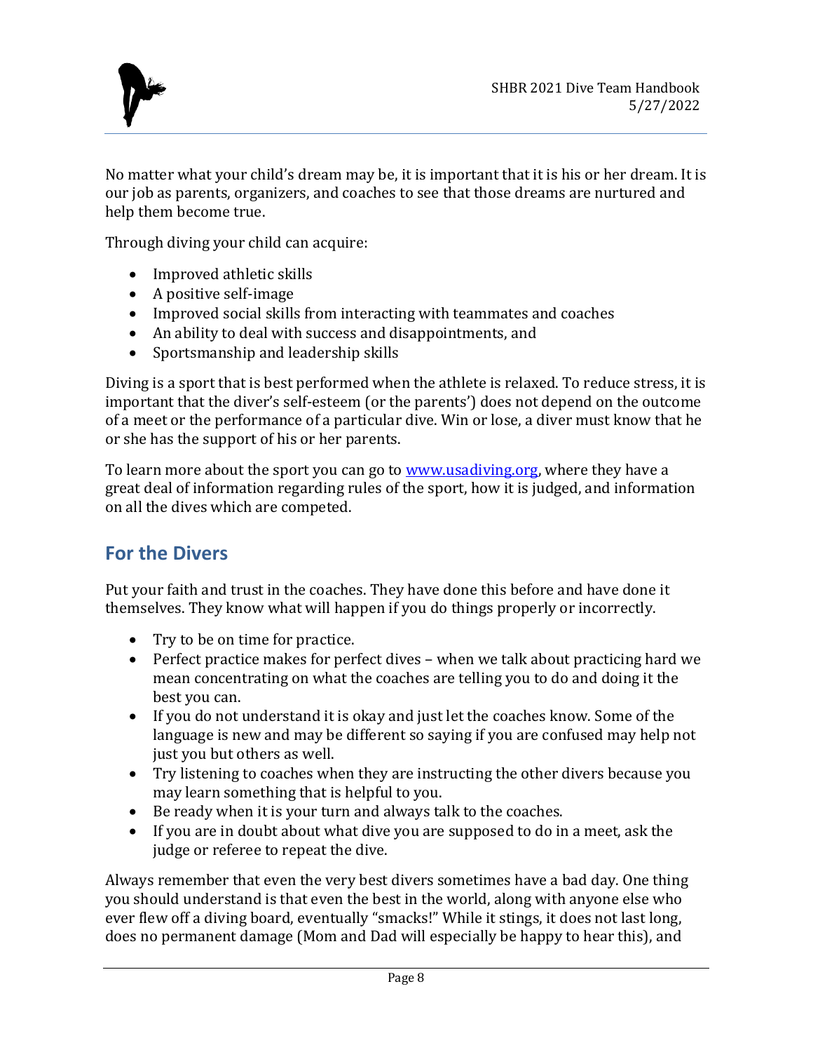No matter what your child's dream may be, it is important that it is his or her dream. It is our job as parents, organizers, and coaches to see that those dreams are nurtured and help them become true.

Through diving your child can acquire:

- Improved athletic skills
- A positive self-image
- Improved social skills from interacting with teammates and coaches
- An ability to deal with success and disappointments, and
- Sportsmanship and leadership skills

Diving is a sport that is best performed when the athlete is relaxed. To reduce stress, it is important that the diver's self-esteem (or the parents') does not depend on the outcome of a meet or the performance of a particular dive. Win or lose, a diver must know that he or she has the support of his or her parents.

To learn more about the sport you can go to [www.usadiving.org](http://www.usadiving.org), where they have a great deal of information regarding rules of the sport, how it is judged, and information on all the dives which are competed.

## For the Divers

Put your faith and trust in the coaches. They have done this before and have done it themselves. They know what will happen if you do things properly or incorrectly.

- Try to be on time for practice.
- Perfect practice makes for perfect dives – when we talk about practicing hard we mean concentrating on what the coaches are telling you to do and doing it the best you can.
- If you do not understand it is okay and just let the coaches know. Some of the language is new and may be different so saying if you are confused may help not just you but others as well.
- Try listening to coaches when they are instructing the other divers because you may learn something that is helpful to you.
- Be ready when it is your turn and always talk to the coaches.
- If you are in doubt about what dive you are supposed to do in a meet, ask the judge or referee to repeat the dive.

Always remember that even the very best divers sometimes have a bad day. One thing you should understand is that even the best in the world, along with anyone else who ever flew off a diving board, eventually "smacks!" While it stings, it does not last long, does no permanent damage (Mom and Dad will especially be happy to hear this), and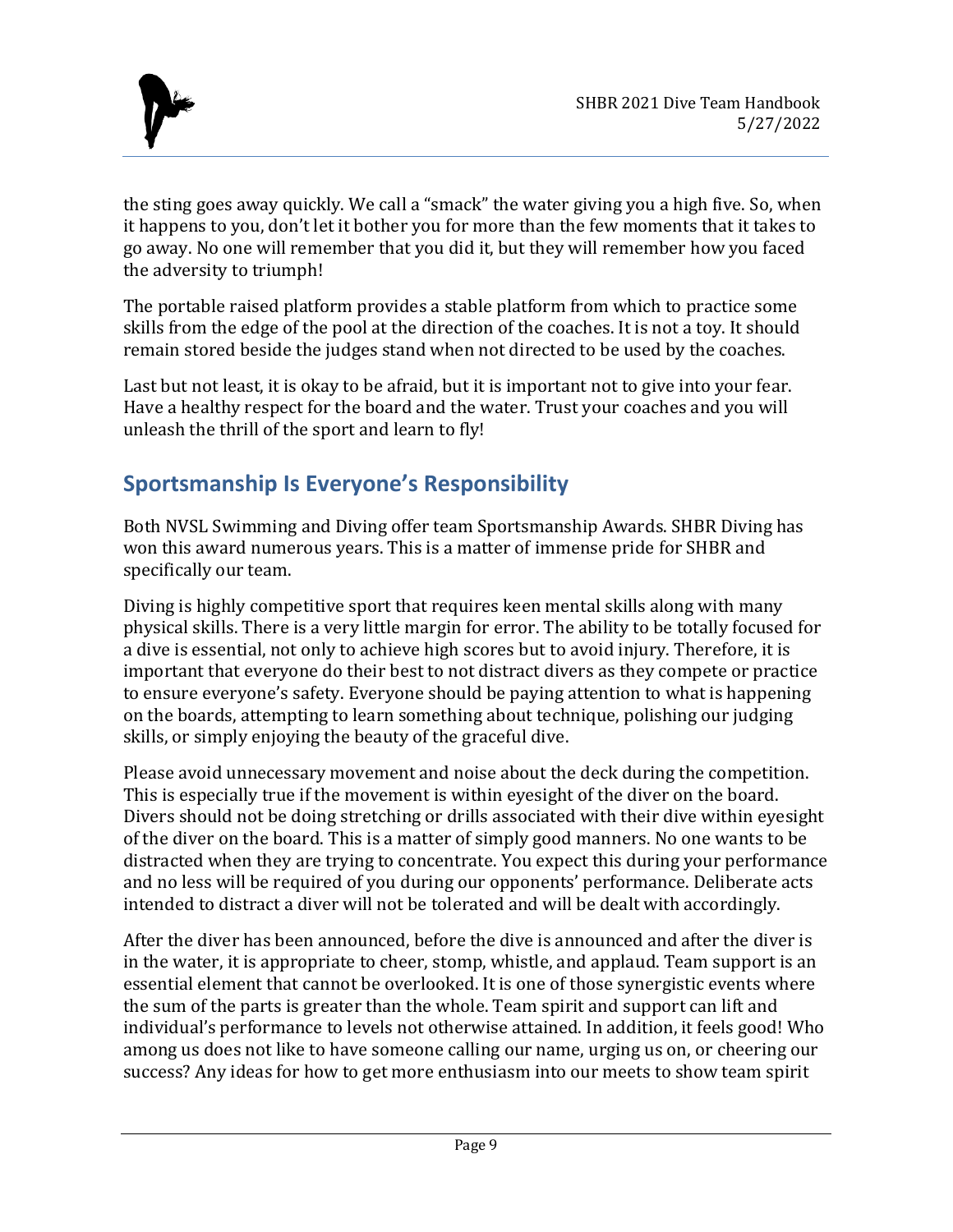the sting goes away quickly. We call a “smack” the water giving you a high five. So, when it happens to you, don’t let it bother you for more than the few moments that it takes to go away. No one will remember that you did it, but they will remember how you faced the adversity to triumph!

The portable raised platform provides a stable platform from which to practice some skills from the edge of the pool at the direction of the coaches. It is not a toy. It should remain stored beside the judges stand when not directed to be used by the coaches.

Last but not least, it is okay to be afraid, but it is important not to give into your fear. Have a healthy respect for the board and the water. Trust your coaches and you will unleash the thrill of the sport and learn to fly!

## Sportsmanship Is Everyone’s Responsibility

Both NVSL Swimming and Diving offer team Sportsmanship Awards. SHBR Diving has won this award numerous years. This is a matter of immense pride for SHBR and specifically our team.

Diving is highly competitive sport that requires keen mental skills along with many physical skills. There is a very little margin for error. The ability to be totally focused for a dive is essential, not only to achieve high scores but to avoid injury. Therefore, it is important that everyone do their best to not distract divers as they compete or practice to ensure everyone’s safety. Everyone should be paying attention to what is happening on the boards, attempting to learn something about technique, polishing our judging skills, or simply enjoying the beauty of the graceful dive.

Please avoid unnecessary movement and noise about the deck during the competition. This is especially true if the movement is within eyesight of the diver on the board. Divers should not be doing stretching or drills associated with their dive within eyesight of the diver on the board. This is a matter of simply good manners. No one wants to be distracted when they are trying to concentrate. You expect this during your performance and no less will be required of you during our opponents’ performance. Deliberate acts intended to distract a diver will not be tolerated and will be dealt with accordingly.

After the diver has been announced, before the dive is announced and after the diver is in the water, it is appropriate to cheer, stomp, whistle, and applaud. Team support is an essential element that cannot be overlooked. It is one of those synergistic events where the sum of the parts is greater than the whole. Team spirit and support can lift and individual’s performance to levels not otherwise attained. In addition, it feels good! Who among us does not like to have someone calling our name, urging us on, or cheering our success? Any ideas for how to get more enthusiasm into our meets to show team spirit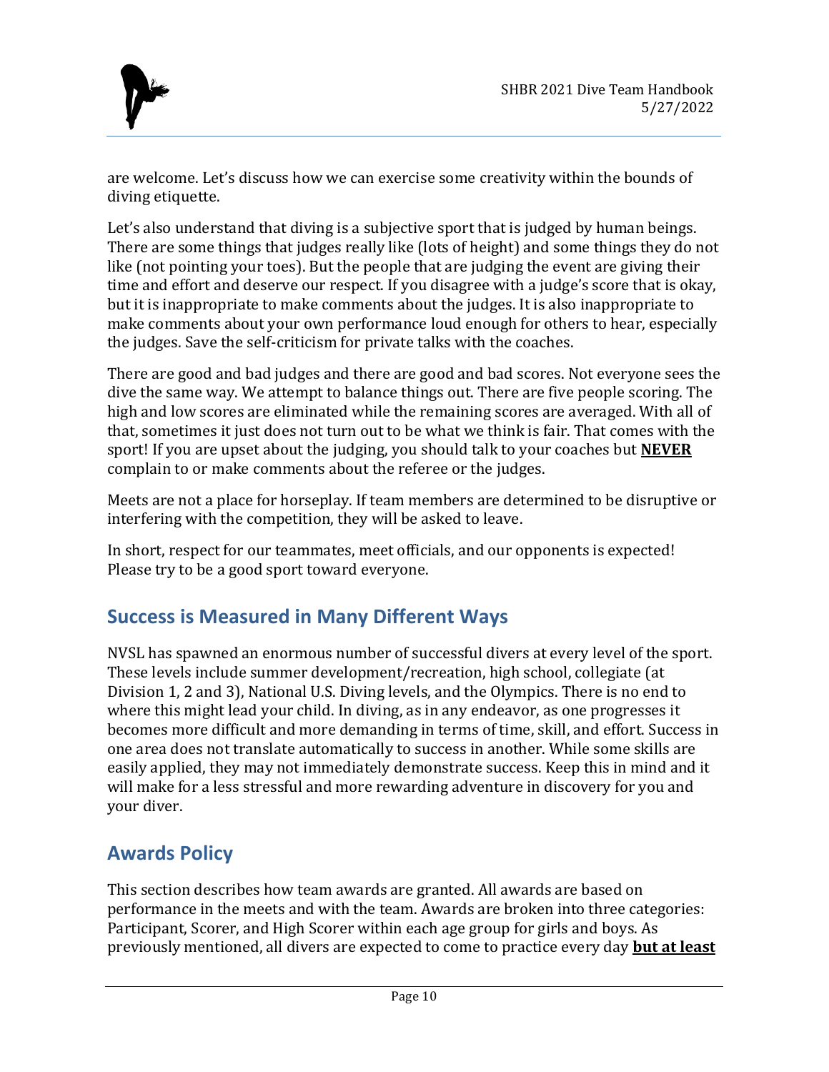are welcome. Let's discuss how we can exercise some creativity within the bounds of diving etiquette.

Let's also understand that diving is a subjective sport that is judged by human beings. There are some things that judges really like (lots of height) and some things they do not like (not pointing your toes). But the people that are judging the event are giving their time and effort and deserve our respect. If you disagree with a judge's score that is okay, but it is inappropriate to make comments about the judges. It is also inappropriate to make comments about your own performance loud enough for others to hear, especially the judges. Save the self-criticism for private talks with the coaches.

There are good and bad judges and there are good and bad scores. Not everyone sees the dive the same way. We attempt to balance things out. There are five people scoring. The high and low scores are eliminated while the remaining scores are averaged. With all of that, sometimes it just does not turn out to be what we think is fair. That comes with the sport! If you are upset about the judging, you should talk to your coaches but <u>**NEVER**</u> complain to or make comments about the referee or the judges.

Meets are not a place for horseplay. If team members are determined to be disruptive or interfering with the competition, they will be asked to leave.

In short, respect for our teammates, meet officials, and our opponents is expected! Please try to be a good sport toward everyone.

## Success is Measured in Many Different Ways

NVSL has spawned an enormous number of successful divers at every level of the sport. These levels include summer development/recreation, high school, collegiate (at Division 1, 2 and 3), National U.S. Diving levels, and the Olympics. There is no end to where this might lead your child. In diving, as in any endeavor, as one progresses it becomes more difficult and more demanding in terms of time, skill, and effort. Success in one area does not translate automatically to success in another. While some skills are easily applied, they may not immediately demonstrate success. Keep this in mind and it will make for a less stressful and more rewarding adventure in discovery for you and your diver.

## Awards Policy

This section describes how team awards are granted. All awards are based on performance in the meets and with the team. Awards are broken into three categories: Participant, Scorer, and High Scorer within each age group for girls and boys. As previously mentioned, all divers are expected to come to practice every day <u>**but at least**</u>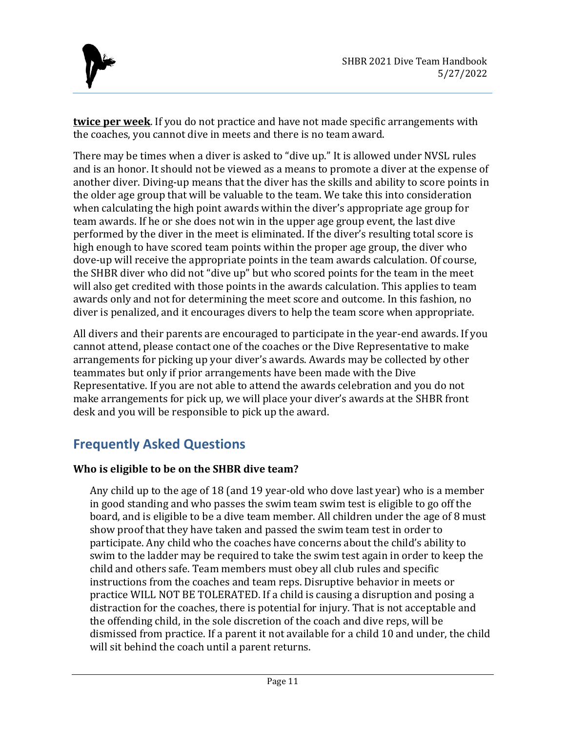**twice per week**. If you do not practice and have not made specific arrangements with the coaches, you cannot dive in meets and there is no team award.

There may be times when a diver is asked to "dive up." It is allowed under NVSL rules and is an honor. It should not be viewed as a means to promote a diver at the expense of another diver. Diving-up means that the diver has the skills and ability to score points in the older age group that will be valuable to the team. We take this into consideration when calculating the high point awards within the diver's appropriate age group for team awards. If he or she does not win in the upper age group event, the last dive performed by the diver in the meet is eliminated. If the diver's resulting total score is high enough to have scored team points within the proper age group, the diver who dove-up will receive the appropriate points in the team awards calculation. Of course, the SHBR diver who did not "dive up" but who scored points for the team in the meet will also get credited with those points in the awards calculation. This applies to team awards only and not for determining the meet score and outcome. In this fashion, no diver is penalized, and it encourages divers to help the team score when appropriate.

All divers and their parents are encouraged to participate in the year-end awards. If you cannot attend, please contact one of the coaches or the Dive Representative to make arrangements for picking up your diver's awards. Awards may be collected by other teammates but only if prior arrangements have been made with the Dive Representative. If you are not able to attend the awards celebration and you do not make arrangements for pick up, we will place your diver's awards at the SHBR front desk and you will be responsible to pick up the award.

## Frequently Asked Questions

### Who is eligible to be on the SHBR dive team?

Any child up to the age of 18 (and 19 year-old who dove last year) who is a member in good standing and who passes the swim team swim test is eligible to go off the board, and is eligible to be a dive team member. All children under the age of 8 must show proof that they have taken and passed the swim team test in order to participate. Any child who the coaches have concerns about the child's ability to swim to the ladder may be required to take the swim test again in order to keep the child and others safe. Team members must obey all club rules and specific instructions from the coaches and team reps. Disruptive behavior in meets or practice WILL NOT BE TOLERATED. If a child is causing a disruption and posing a distraction for the coaches, there is potential for injury. That is not acceptable and the offending child, in the sole discretion of the coach and dive reps, will be dismissed from practice. If a parent it not available for a child 10 and under, the child will sit behind the coach until a parent returns.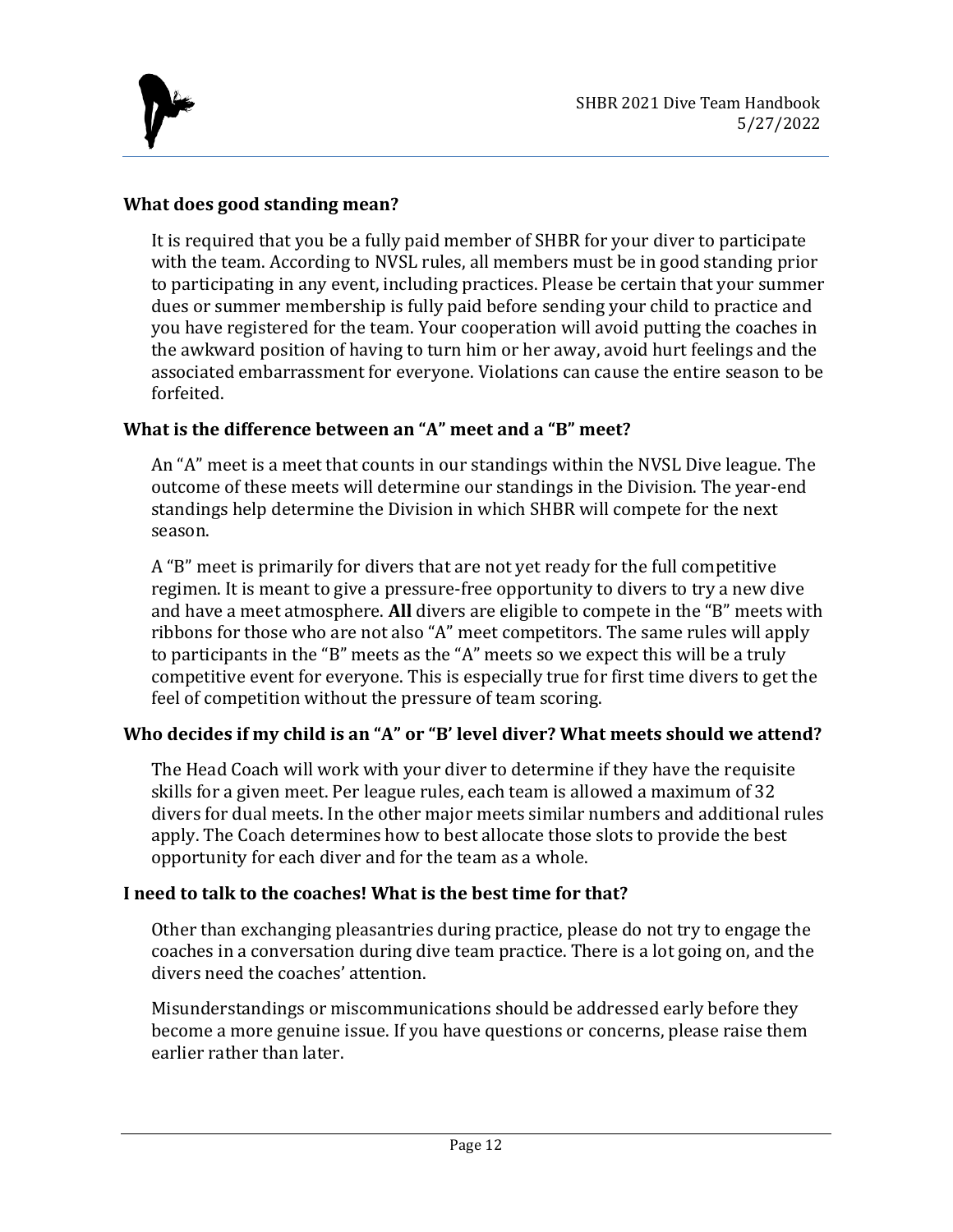### What does good standing mean?

It is required that you be a fully paid member of SHBR for your diver to participate with the team. According to NVSL rules, all members must be in good standing prior to participating in any event, including practices. Please be certain that your summer dues or summer membership is fully paid before sending your child to practice and you have registered for the team. Your cooperation will avoid putting the coaches in the awkward position of having to turn him or her away, avoid hurt feelings and the associated embarrassment for everyone. Violations can cause the entire season to be forfeited.

### What is the difference between an "A" meet and a "B" meet?

An "A" meet is a meet that counts in our standings within the NVSL Dive league. The outcome of these meets will determine our standings in the Division. The year-end standings help determine the Division in which SHBR will compete for the next season.

A "B" meet is primarily for divers that are not yet ready for the full competitive regimen. It is meant to give a pressure-free opportunity to divers to try a new dive and have a meet atmosphere. **All** divers are eligible to compete in the "B" meets with ribbons for those who are not also "A" meet competitors. The same rules will apply to participants in the "B" meets as the "A" meets so we expect this will be a truly competitive event for everyone. This is especially true for first time divers to get the feel of competition without the pressure of team scoring.

### Who decides if my child is an "A" or "B' level diver? What meets should we attend?

The Head Coach will work with your diver to determine if they have the requisite skills for a given meet. Per league rules, each team is allowed a maximum of 32 divers for dual meets. In the other major meets similar numbers and additional rules apply. The Coach determines how to best allocate those slots to provide the best opportunity for each diver and for the team as a whole.

### I need to talk to the coaches! What is the best time for that?

Other than exchanging pleasantries during practice, please do not try to engage the coaches in a conversation during dive team practice. There is a lot going on, and the divers need the coaches' attention.

Misunderstandings or miscommunications should be addressed early before they become a more genuine issue. If you have questions or concerns, please raise them earlier rather than later.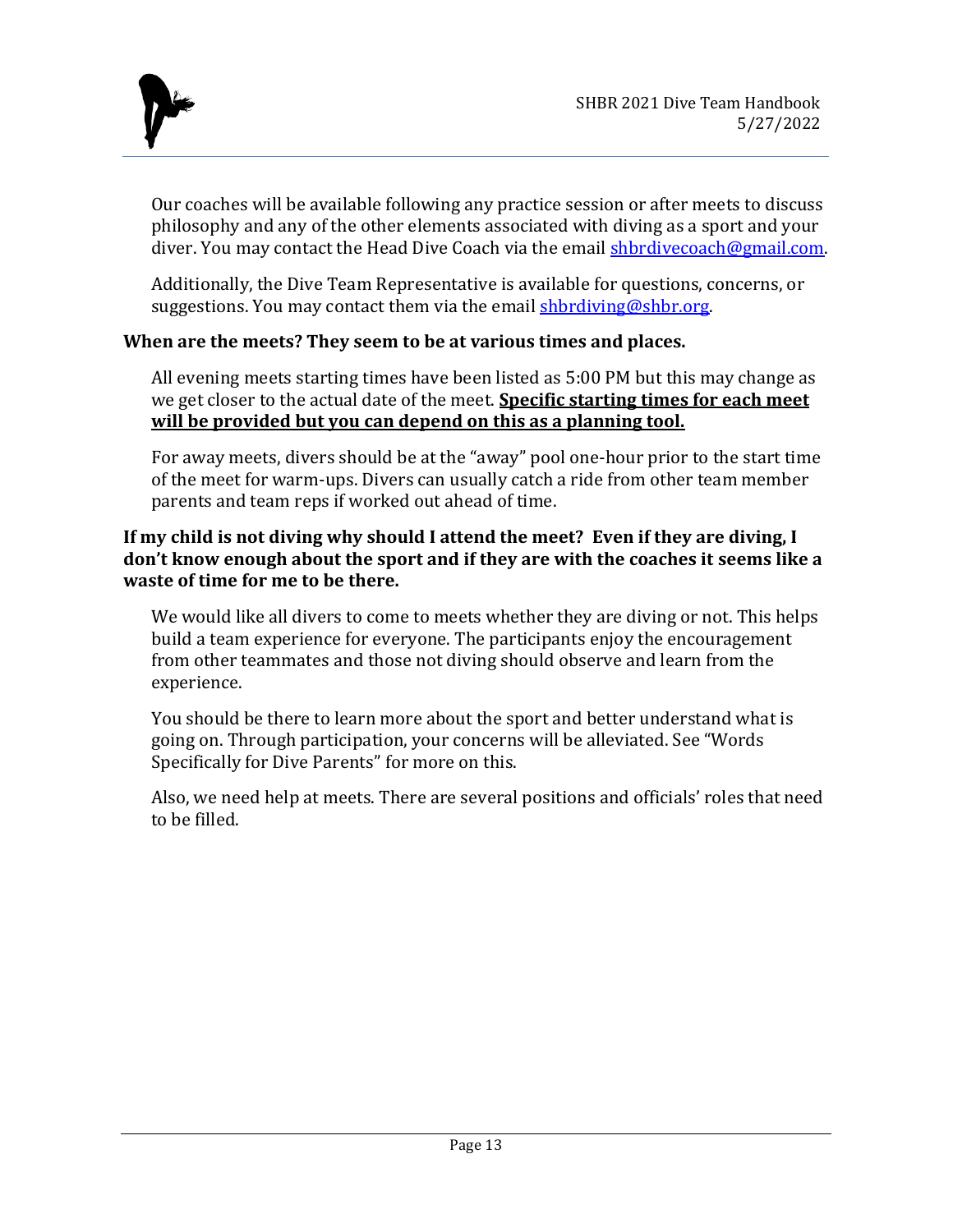Our coaches will be available following any practice session or after meets to discuss philosophy and any of the other elements associated with diving as a sport and your diver. You may contact the Head Dive Coach via the email shbrdivecoach@gmail.com.

Additionally, the Dive Team Representative is available for questions, concerns, or suggestions. You may contact them via the email shbrdiving@shbr.org.

**When are the meets? They seem to be at various times and places.**

All evening meets starting times have been listed as 5:00 PM but this may change as we get closer to the actual date of the meet. **Specific starting times for each meet will be provided but you can depend on this as a planning tool.**

For away meets, divers should be at the "away" pool one-hour prior to the start time of the meet for warm-ups. Divers can usually catch a ride from other team member parents and team reps if worked out ahead of time.

**If my child is not diving why should I attend the meet? Even if they are diving, I don't know enough about the sport and if they are with the coaches it seems like a waste of time for me to be there.**

We would like all divers to come to meets whether they are diving or not. This helps build a team experience for everyone. The participants enjoy the encouragement from other teammates and those not diving should observe and learn from the experience.

You should be there to learn more about the sport and better understand what is going on. Through participation, your concerns will be alleviated. See "Words Specifically for Dive Parents" for more on this.

Also, we need help at meets. There are several positions and officials' roles that need to be filled.